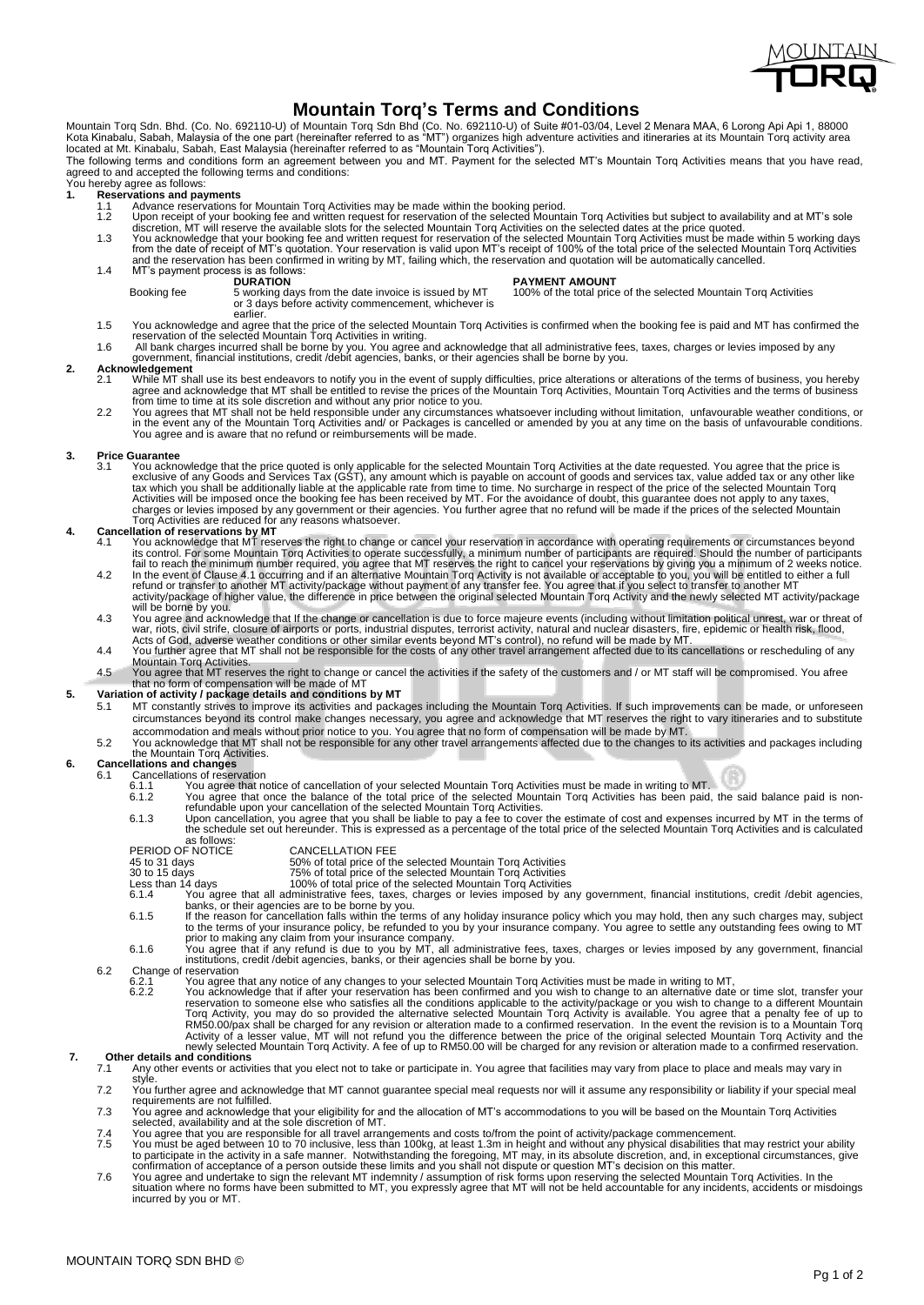# Mountain Torq's Terms and Conditions

Mountain Torq Sdn. Bhd. (Co. No. 692110-U) of Mountain Torq Sdn Bhd (Co. No. 692110-U) of Suite #01-03/04, Level 2 Menara MAA, 6 Lorong Api Api 1, 88000 Kota Kinabalu, Sabah, Malaysia of the one part (hereinafter referred to as "MT") organizes high adventure activities and itineraries at its Mountain Torq activity area located at Mt. Kinabalu, Sabah, East Malaysia (hereinafter referred to as "Mountain Torq Activities").

The following terms and conditions form an agreement between you and MT. Payment for the selected MT's Mountain Torq Activities means that you have read, agreed to and accepted the following terms and conditions:

You hereby agree as follows:

**1. Reservations and payments**

1.1 Advance reservations for Mountain Torq Activities may be made within the booking period.

1.2 Upon receipt of your booking fee and written request for reservation of the selected Mountain Torq Activities but subject to availability and at MT's sole discretion, MT will reserve the available slots for the selected Mountain Torq Activities on the selected dates at the price quoted.

1.3 You acknowledge that your booking fee and written request for reservation of the selected Mountain Torq Activities must be made within 5 working days from the date of receipt of MT's quotation. Your reservation is valid upon MT's receipt of 100% of the total price of the selected Mountain Torq Activities and the reservation has been confirmed in writing by MT, failing which, the reservation and quotation will be automatically cancelled.

1.4 MT's payment process is as follows:

| | DURATION | PAYMENT AMOUNT |
|---|---|---|
| Booking fee | 5 working days from the date invoice is issued by MT or 3 days before activity commencement, whichever is earlier. | 100% of the total price of the selected Mountain Torq Activities |

1.5 You acknowledge and agree that the price of the selected Mountain Torq Activities is confirmed when the booking fee is paid and MT has confirmed the reservation of the selected Mountain Torq Activities in writing.

1.6 All bank charges incurred shall be borne by you. You agree and acknowledge that all administrative fees, taxes, charges or levies imposed by any government, financial institutions, credit /debit agencies, banks, or their agencies shall be borne by you.

**2. Acknowledgement**

2.1 While MT shall use its best endeavors to notify you in the event of supply difficulties, price alterations or alterations of the terms of business, you hereby agree and acknowledge that MT shall be entitled to revise the prices of the Mountain Torq Activities, Mountain Torq Activities and the terms of business from time to time at its sole discretion and without any prior notice to you.

2.2 You agrees that MT shall not be held responsible under any circumstances whatsoever including without limitation, unfavourable weather conditions, or in the event any of the Mountain Torq Activities and/ or Packages is cancelled or amended by you at any time on the basis of unfavourable conditions. You agree and is aware that no refund or reimbursements will be made.

**3. Price Guarantee**

3.1 You acknowledge that the price quoted is only applicable for the selected Mountain Torq Activities at the date requested. You agree that the price is exclusive of any Goods and Services Tax (GST), any amount which is payable on account of goods and services tax, value added tax or any other like tax which you shall be additionally liable at the applicable rate from time to time. No surcharge in respect of the price of the selected Mountain Torq Activities will be imposed once the booking fee has been received by MT. For the avoidance of doubt, this guarantee does not apply to any taxes, charges or levies imposed by any government or their agencies. You further agree that no refund will be made if the prices of the selected Mountain Torq Activities are reduced for any reasons whatsoever.

**4. Cancellation of reservations by MT**

4.1 You acknowledge that MT reserves the right to change or cancel your reservation in accordance with operating requirements or circumstances beyond its control. For some Mountain Torq Activities to operate successfully, a minimum number of participants are required. Should the number of participants fail to reach the minimum number required, you agree that MT reserves the right to cancel your reservations by giving you a minimum of 2 weeks notice.

4.2 In the event of Clause 4.1 occurring and if an alternative Mountain Torq Activity is not available or acceptable to you, you will be entitled to either a full refund or transfer to another MT activity/package without payment of any transfer fee. You agree that if you select to transfer to another MT activity/package of higher value, the difference in price between the original selected Mountain Torq Activity and the newly selected MT activity/package will be borne by you.

4.3 You agree and acknowledge that If the change or cancellation is due to force majeure events (including without limitation political unrest, war or threat of war, riots, civil strife, closure of airports or ports, industrial disputes, terrorist activity, natural and nuclear disasters, fire, epidemic or health risk, flood, Acts of God, adverse weather conditions or other similar events beyond MT's control), no refund will be made by MT.

4.4 You further agree that MT shall not be responsible for the costs of any other travel arrangement affected due to its cancellations or rescheduling of any Mountain Torq Activities.

4.5 You agree that MT reserves the right to change or cancel the activities if the safety of the customers and / or MT staff will be compromised. You afree that no form of compensation will be made of MT

**5. Variation of activity / package details and conditions by MT**

5.1 MT constantly strives to improve its activities and packages including the Mountain Torq Activities. If such improvements can be made, or unforeseen circumstances beyond its control make changes necessary, you agree and acknowledge that MT reserves the right to vary itineraries and to substitute accommodation and meals without prior notice to you. You agree that no form of compensation will be made by MT.

5.2 You acknowledge that MT shall not be responsible for any other travel arrangements affected due to the changes to its activities and packages including the Mountain Torq Activities.

**6. Cancellations and changes**

6.1 Cancellations of reservation

6.1.1 You agree that notice of cancellation of your selected Mountain Torq Activities must be made in writing to MT.

6.1.2 You agree that once the balance of the total price of the selected Mountain Torq Activities has been paid, the said balance paid is non-refundable upon your cancellation of the selected Mountain Torq Activities.

6.1.3 Upon cancellation, you agree that you shall be liable to pay a fee to cover the estimate of cost and expenses incurred by MT in the terms of the schedule set out hereunder. This is expressed as a percentage of the total price of the selected Mountain Torq Activities and is calculated as follows:

| PERIOD OF NOTICE | CANCELLATION FEE |
|---|---|
| 45 to 31 days | 50% of total price of the selected Mountain Torq Activities |
| 30 to 15 days | 75% of total price of the selected Mountain Torq Activities |
| Less than 14 days | 100% of total price of the selected Mountain Torq Activities |

6.1.4 You agree that all administrative fees, taxes, charges or levies imposed by any government, financial institutions, credit /debit agencies, banks, or their agencies are to be borne by you.

6.1.5 If the reason for cancellation falls within the terms of any holiday insurance policy which you may hold, then any such charges may, subject to the terms of your insurance policy, be refunded to you by your insurance company. You agree to settle any outstanding fees owing to MT prior to making any claim from your insurance company.

6.1.6 You agree that if any refund is due to you by MT, all administrative fees, taxes, charges or levies imposed by any government, financial institutions, credit /debit agencies, banks, or their agencies shall be borne by you.

6.2 Change of reservation

6.2.1 You agree that any notice of any changes to your selected Mountain Torq Activities must be made in writing to MT,

6.2.2 You acknowledge that if after your reservation has been confirmed and you wish to change to an alternative date or time slot, transfer your reservation to someone else who satisfies all the conditions applicable to the activity/package or you wish to change to a different Mountain Torq Activity, you may do so provided the alternative selected Mountain Torq Activity is available. You agree that a penalty fee of up to RM50.00/pax shall be charged for any revision or alteration made to a confirmed reservation. In the event the revision is to a Mountain Torq Activity of a lesser value, MT will not refund you the difference between the price of the original selected Mountain Torq Activity and the newly selected Mountain Torq Activity. A fee of up to RM50.00 will be charged for any revision or alteration made to a confirmed reservation.

**7. Other details and conditions**

7.1 Any other events or activities that you elect not to take or participate in. You agree that facilities may vary from place to place and meals may vary in style.

7.2 You further agree and acknowledge that MT cannot guarantee special meal requests nor will it assume any responsibility or liability if your special meal requirements are not fulfilled.

7.3 You agree and acknowledge that your eligibility for and the allocation of MT's accommodations to you will be based on the Mountain Torq Activities selected, availability and at the sole discretion of MT.

7.4 You agree that you are responsible for all travel arrangements and costs to/from the point of activity/package commencement.

7.5 You must be aged between 10 to 70 inclusive, less than 100kg, at least 1.3m in height and without any physical disabilities that may restrict your ability to participate in the activity in a safe manner. Notwithstanding the foregoing, MT may, in its absolute discretion, and, in exceptional circumstances, give confirmation of acceptance of a person outside these limits and you shall not dispute or question MT's decision on this matter.

7.6 You agree and undertake to sign the relevant MT indemnity / assumption of risk forms upon reserving the selected Mountain Torq Activities. In the situation where no forms have been submitted to MT, you expressly agree that MT will not be held accountable for any incidents, accidents or misdoings incurred by you or MT.

MOUNTAIN TORQ SDN BHD ©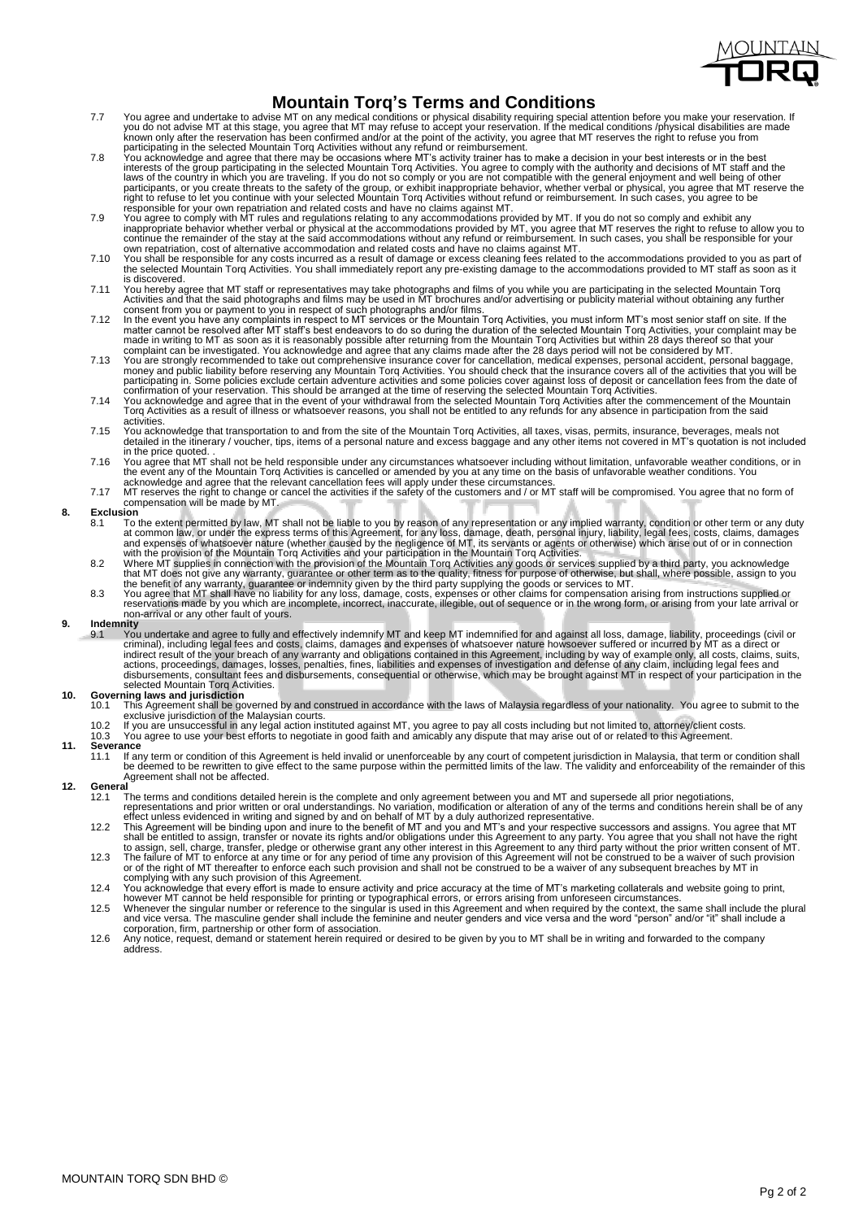# Mountain Torq's Terms and Conditions

7.7 You agree and undertake to advise MT on any medical conditions or physical disability requiring special attention before you make your reservation. If you do not advise MT at this stage, you agree that MT may refuse to accept your reservation. If the medical conditions /physical disabilities are made known only after the reservation has been confirmed and/or at the point of the activity, you agree that MT reserves the right to refuse you from participating in the selected Mountain Torq Activities without any refund or reimbursement.

7.8 You acknowledge and agree that there may be occasions where MT's activity trainer has to make a decision in your best interests or in the best interests of the group participating in the selected Mountain Torq Activities. You agree to comply with the authority and decisions of MT staff and the laws of the country in which you are traveling. If you do not so comply or you are not compatible with the general enjoyment and well being of other participants, or you create threats to the safety of the group, or exhibit inappropriate behavior, whether verbal or physical, you agree that MT reserve the right to refuse to let you continue with your selected Mountain Torq Activities without refund or reimbursement. In such cases, you agree to be responsible for your own repatriation and related costs and have no claims against MT.

7.9 You agree to comply with MT rules and regulations relating to any accommodations provided by MT. If you do not so comply and exhibit any inappropriate behavior whether verbal or physical at the accommodations provided by MT, you agree that MT reserves the right to refuse to allow you to continue the remainder of the stay at the said accommodations without any refund or reimbursement. In such cases, you shall be responsible for your own repatriation, cost of alternative accommodation and related costs and have no claims against MT.

7.10 You shall be responsible for any costs incurred as a result of damage or excess cleaning fees related to the accommodations provided to you as part of the selected Mountain Torq Activities. You shall immediately report any pre-existing damage to the accommodations provided to MT staff as soon as it is discovered.

7.11 You hereby agree that MT staff or representatives may take photographs and films of you while you are participating in the selected Mountain Torq Activities and that the said photographs and films may be used in MT brochures and/or advertising or publicity material without obtaining any further consent from you or payment to you in respect of such photographs and/or films.

7.12 In the event you have any complaints in respect to MT services or the Mountain Torq Activities, you must inform MT's most senior staff on site. If the matter cannot be resolved after MT staff's best endeavors to do so during the duration of the selected Mountain Torq Activities, your complaint may be made in writing to MT as soon as it is reasonably possible after returning from the Mountain Torq Activities but within 28 days thereof so that your complaint can be investigated. You acknowledge and agree that any claims made after the 28 days period will not be considered by MT.

7.13 You are strongly recommended to take out comprehensive insurance cover for cancellation, medical expenses, personal accident, personal baggage, money and public liability before reserving any Mountain Torq Activities. You should check that the insurance covers all of the activities that you will be participating in. Some policies exclude certain adventure activities and some policies cover against loss of deposit or cancellation fees from the date of confirmation of your reservation. This should be arranged at the time of reserving the selected Mountain Torq Activities.

7.14 You acknowledge and agree that in the event of your withdrawal from the selected Mountain Torq Activities after the commencement of the Mountain Torq Activities as a result of illness or whatsoever reasons, you shall not be entitled to any refunds for any absence in participation from the said activities.

7.15 You acknowledge that transportation to and from the site of the Mountain Torq Activities, all taxes, visas, permits, insurance, beverages, meals not detailed in the itinerary / voucher, tips, items of a personal nature and excess baggage and any other items not covered in MT's quotation is not included in the price quoted. .

7.16 You agree that MT shall not be held responsible under any circumstances whatsoever including without limitation, unfavorable weather conditions, or in the event any of the Mountain Torq Activities is cancelled or amended by you at any time on the basis of unfavorable weather conditions. You acknowledge and agree that the relevant cancellation fees will apply under these circumstances.

7.17 MT reserves the right to change or cancel the activities if the safety of the customers and / or MT staff will be compromised. You agree that no form of compensation will be made by MT.

## 8. Exclusion

8.1 To the extent permitted by law, MT shall not be liable to you by reason of any representation or any implied warranty, condition or other term or any duty at common law, or under the express terms of this Agreement, for any loss, damage, death, personal injury, liability, legal fees, costs, claims, damages and expenses of whatsoever nature (whether caused by the negligence of MT, its servants or agents or otherwise) which arise out of or in connection with the provision of the Mountain Torq Activities and your participation in the Mountain Torq Activities.

8.2 Where MT supplies in connection with the provision of the Mountain Torq Activities any goods or services supplied by a third party, you acknowledge that MT does not give any warranty, guarantee or other term as to the quality, fitness for purpose of otherwise, but shall, where possible, assign to you the benefit of any warranty, guarantee or indemnity given by the third party supplying the goods or services to MT.

8.3 You agree that MT shall have no liability for any loss, damage, costs, expenses or other claims for compensation arising from instructions supplied or reservations made by you which are incomplete, incorrect, inaccurate, illegible, out of sequence or in the wrong form, or arising from your late arrival or non-arrival or any other fault of yours.

## 9. Indemnity

9.1 You undertake and agree to fully and effectively indemnify MT and keep MT indemnified for and against all loss, damage, liability, proceedings (civil or criminal), including legal fees and costs, claims, damages and expenses of whatsoever nature howsoever suffered or incurred by MT as a direct or indirect result of the your breach of any warranty and obligations contained in this Agreement, including by way of example only, all costs, claims, suits, actions, proceedings, damages, losses, penalties, fines, liabilities and expenses of investigation and defense of any claim, including legal fees and disbursements, consultant fees and disbursements, consequential or otherwise, which may be brought against MT in respect of your participation in the selected Mountain Torq Activities.

## 10. Governing laws and jurisdiction

10.1 This Agreement shall be governed by and construed in accordance with the laws of Malaysia regardless of your nationality. You agree to submit to the exclusive jurisdiction of the Malaysian courts.

10.2 If you are unsuccessful in any legal action instituted against MT, you agree to pay all costs including but not limited to, attorney/client costs.

10.3 You agree to use your best efforts to negotiate in good faith and amicably any dispute that may arise out of or related to this Agreement.

## 11. Severance

11.1 If any term or condition of this Agreement is held invalid or unenforceable by any court of competent jurisdiction in Malaysia, that term or condition shall be deemed to be rewritten to give effect to the same purpose within the permitted limits of the law. The validity and enforceability of the remainder of this Agreement shall not be affected.

## 12. General

12.1 The terms and conditions detailed herein is the complete and only agreement between you and MT and supersede all prior negotiations, representations and prior written or oral understandings. No variation, modification or alteration of any of the terms and conditions herein shall be of any effect unless evidenced in writing and signed by and on behalf of MT by a duly authorized representative.

12.2 This Agreement will be binding upon and inure to the benefit of MT and you and MT's and your respective successors and assigns. You agree that MT shall be entitled to assign, transfer or novate its rights and/or obligations under this Agreement to any party. You agree that you shall not have the right to assign, sell, charge, transfer, pledge or otherwise grant any other interest in this Agreement to any third party without the prior written consent of MT.

12.3 The failure of MT to enforce at any time or for any period of time any provision of this Agreement will not be construed to be a waiver of such provision or of the right of MT thereafter to enforce each such provision and shall not be construed to be a waiver of any subsequent breaches by MT in complying with any such provision of this Agreement.

12.4 You acknowledge that every effort is made to ensure activity and price accuracy at the time of MT's marketing collaterals and website going to print, however MT cannot be held responsible for printing or typographical errors, or errors arising from unforeseen circumstances.

12.5 Whenever the singular number or reference to the singular is used in this Agreement and when required by the context, the same shall include the plural and vice versa. The masculine gender shall include the feminine and neuter genders and vice versa and the word "person" and/or "it" shall include a corporation, firm, partnership or other form of association.

12.6 Any notice, request, demand or statement herein required or desired to be given by you to MT shall be in writing and forwarded to the company address.

MOUNTAIN TORQ SDN BHD ©